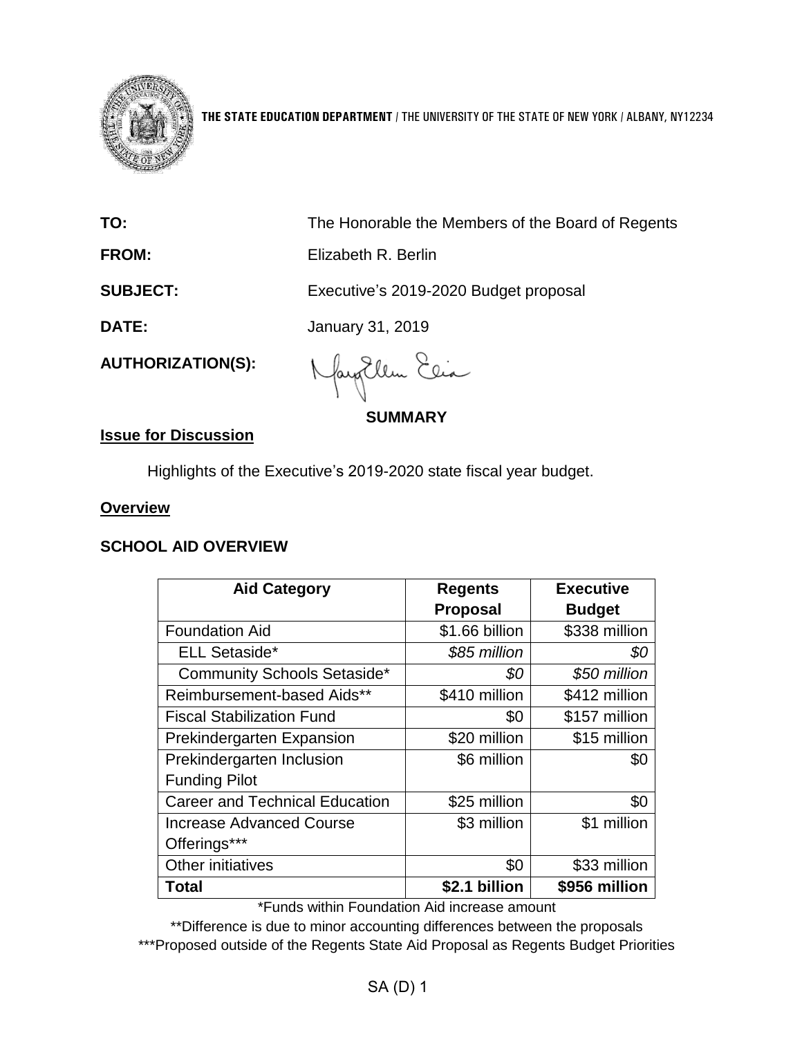**THE STATE EDUCATION DEPARTMENT** / THE UNIVERSITY OF THE STATE OF NEW YORK / ALBANY, NY12234

**TO:** The Honorable the Members of the Board of Regents

**FROM:** Elizabeth R. Berlin

**SUBJECT:** Executive's 2019-2020 Budget proposal

**DATE:** January 31, 2019

**AUTHORIZATION(S):**

**SUMMARY**

**Issue for Discussion**

Highlights of the Executive's 2019-2020 state fiscal year budget.

**Overview**

**SCHOOL AID OVERVIEW**

| Aid Category | Regents Proposal | Executive Budget |
|---|---|---|
| Foundation Aid | $1.66 billion | $338 million |
| ELL Setaside* | *$85 million* | *$0* |
| Community Schools Setaside* | *$0* | *$50 million* |
| Reimbursement-based Aids** | $410 million | $412 million |
| Fiscal Stabilization Fund | $0 | $157 million |
| Prekindergarten Expansion | $20 million | $15 million |
| Prekindergarten Inclusion Funding Pilot | $6 million | $0 |
| Career and Technical Education | $25 million | $0 |
| Increase Advanced Course Offerings*** | $3 million | $1 million |
| Other initiatives | $0 | $33 million |
| **Total** | **$2.1 billion** | **$956 million** |

*Funds within Foundation Aid increase amount

**Difference is due to minor accounting differences between the proposals

***Proposed outside of the Regents State Aid Proposal as Regents Budget Priorities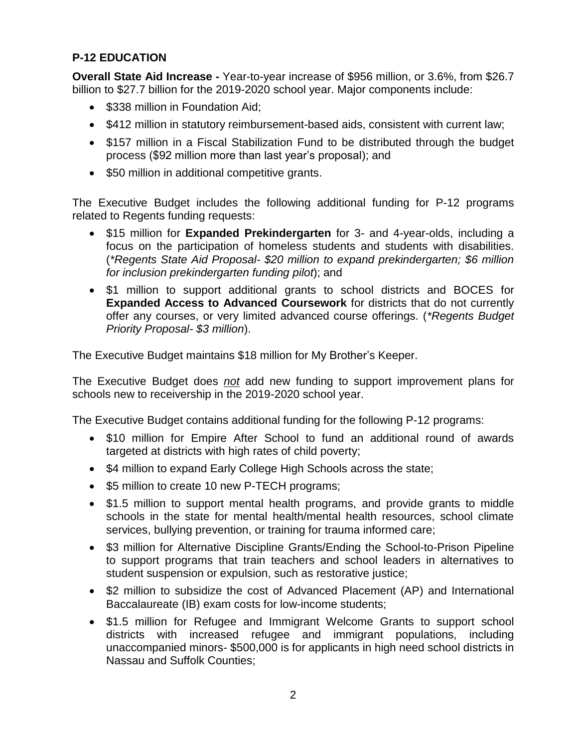## P-12 EDUCATION

**Overall State Aid Increase -** Year-to-year increase of $956 million, or 3.6%, from $26.7 billion to $27.7 billion for the 2019-2020 school year. Major components include:

- $338 million in Foundation Aid;
- $412 million in statutory reimbursement-based aids, consistent with current law;
- $157 million in a Fiscal Stabilization Fund to be distributed through the budget process ($92 million more than last year's proposal); and
- $50 million in additional competitive grants.

The Executive Budget includes the following additional funding for P-12 programs related to Regents funding requests:

- $15 million for **Expanded Prekindergarten** for 3- and 4-year-olds, including a focus on the participation of homeless students and students with disabilities. (*\*Regents State Aid Proposal- $20 million to expand prekindergarten; $6 million for inclusion prekindergarten funding pilot*); and
- $1 million to support additional grants to school districts and BOCES for **Expanded Access to Advanced Coursework** for districts that do not currently offer any courses, or very limited advanced course offerings. (*\*Regents Budget Priority Proposal- $3 million*).

The Executive Budget maintains $18 million for My Brother's Keeper.

The Executive Budget does ***not*** add new funding to support improvement plans for schools new to receivership in the 2019-2020 school year.

The Executive Budget contains additional funding for the following P-12 programs:

- $10 million for Empire After School to fund an additional round of awards targeted at districts with high rates of child poverty;
- $4 million to expand Early College High Schools across the state;
- $5 million to create 10 new P-TECH programs;
- $1.5 million to support mental health programs, and provide grants to middle schools in the state for mental health/mental health resources, school climate services, bullying prevention, or training for trauma informed care;
- $3 million for Alternative Discipline Grants/Ending the School-to-Prison Pipeline to support programs that train teachers and school leaders in alternatives to student suspension or expulsion, such as restorative justice;
- $2 million to subsidize the cost of Advanced Placement (AP) and International Baccalaureate (IB) exam costs for low-income students;
- $1.5 million for Refugee and Immigrant Welcome Grants to support school districts with increased refugee and immigrant populations, including unaccompanied minors- $500,000 is for applicants in high need school districts in Nassau and Suffolk Counties;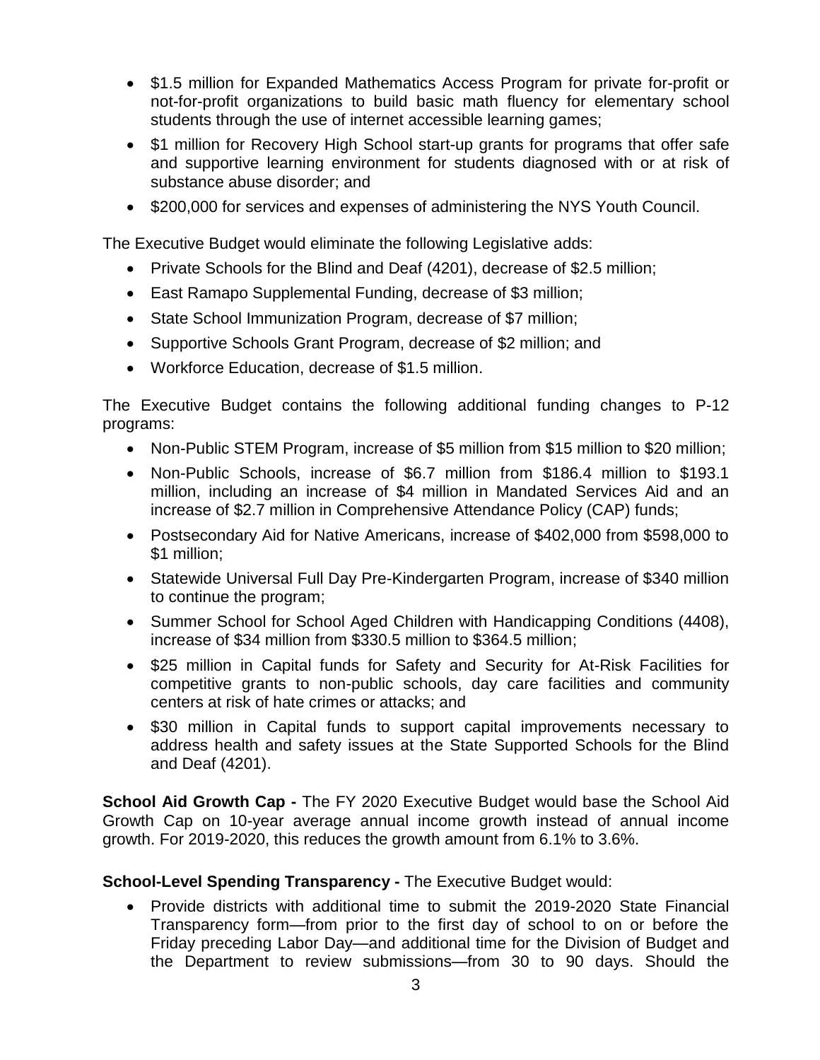- $1.5 million for Expanded Mathematics Access Program for private for-profit or not-for-profit organizations to build basic math fluency for elementary school students through the use of internet accessible learning games;
- $1 million for Recovery High School start-up grants for programs that offer safe and supportive learning environment for students diagnosed with or at risk of substance abuse disorder; and
- $200,000 for services and expenses of administering the NYS Youth Council.

The Executive Budget would eliminate the following Legislative adds:

- Private Schools for the Blind and Deaf (4201), decrease of $2.5 million;
- East Ramapo Supplemental Funding, decrease of $3 million;
- State School Immunization Program, decrease of $7 million;
- Supportive Schools Grant Program, decrease of $2 million; and
- Workforce Education, decrease of $1.5 million.

The Executive Budget contains the following additional funding changes to P-12 programs:

- Non-Public STEM Program, increase of $5 million from $15 million to $20 million;
- Non-Public Schools, increase of $6.7 million from $186.4 million to $193.1 million, including an increase of $4 million in Mandated Services Aid and an increase of $2.7 million in Comprehensive Attendance Policy (CAP) funds;
- Postsecondary Aid for Native Americans, increase of $402,000 from $598,000 to $1 million;
- Statewide Universal Full Day Pre-Kindergarten Program, increase of $340 million to continue the program;
- Summer School for School Aged Children with Handicapping Conditions (4408), increase of $34 million from $330.5 million to $364.5 million;
- $25 million in Capital funds for Safety and Security for At-Risk Facilities for competitive grants to non-public schools, day care facilities and community centers at risk of hate crimes or attacks; and
- $30 million in Capital funds to support capital improvements necessary to address health and safety issues at the State Supported Schools for the Blind and Deaf (4201).

**School Aid Growth Cap -** The FY 2020 Executive Budget would base the School Aid Growth Cap on 10-year average annual income growth instead of annual income growth. For 2019-2020, this reduces the growth amount from 6.1% to 3.6%.

**School-Level Spending Transparency -** The Executive Budget would:

- Provide districts with additional time to submit the 2019-2020 State Financial Transparency form—from prior to the first day of school to on or before the Friday preceding Labor Day—and additional time for the Division of Budget and the Department to review submissions—from 30 to 90 days. Should the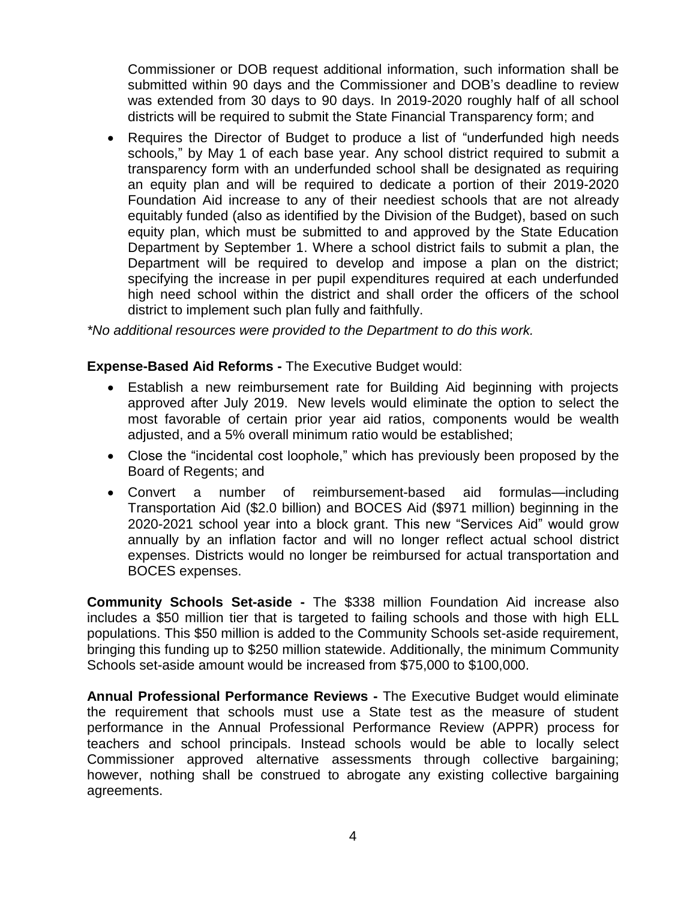Commissioner or DOB request additional information, such information shall be submitted within 90 days and the Commissioner and DOB's deadline to review was extended from 30 days to 90 days. In 2019-2020 roughly half of all school districts will be required to submit the State Financial Transparency form; and

- Requires the Director of Budget to produce a list of "underfunded high needs schools," by May 1 of each base year. Any school district required to submit a transparency form with an underfunded school shall be designated as requiring an equity plan and will be required to dedicate a portion of their 2019-2020 Foundation Aid increase to any of their neediest schools that are not already equitably funded (also as identified by the Division of the Budget), based on such equity plan, which must be submitted to and approved by the State Education Department by September 1. Where a school district fails to submit a plan, the Department will be required to develop and impose a plan on the district; specifying the increase in per pupil expenditures required at each underfunded high need school within the district and shall order the officers of the school district to implement such plan fully and faithfully.

*\*No additional resources were provided to the Department to do this work.*

**Expense-Based Aid Reforms -** The Executive Budget would:

- Establish a new reimbursement rate for Building Aid beginning with projects approved after July 2019. New levels would eliminate the option to select the most favorable of certain prior year aid ratios, components would be wealth adjusted, and a 5% overall minimum ratio would be established;
- Close the "incidental cost loophole," which has previously been proposed by the Board of Regents; and
- Convert a number of reimbursement-based aid formulas—including Transportation Aid ($2.0 billion) and BOCES Aid ($971 million) beginning in the 2020-2021 school year into a block grant. This new "Services Aid" would grow annually by an inflation factor and will no longer reflect actual school district expenses. Districts would no longer be reimbursed for actual transportation and BOCES expenses.

**Community Schools Set-aside -** The $338 million Foundation Aid increase also includes a $50 million tier that is targeted to failing schools and those with high ELL populations. This $50 million is added to the Community Schools set-aside requirement, bringing this funding up to $250 million statewide. Additionally, the minimum Community Schools set-aside amount would be increased from $75,000 to $100,000.

**Annual Professional Performance Reviews -** The Executive Budget would eliminate the requirement that schools must use a State test as the measure of student performance in the Annual Professional Performance Review (APPR) process for teachers and school principals. Instead schools would be able to locally select Commissioner approved alternative assessments through collective bargaining; however, nothing shall be construed to abrogate any existing collective bargaining agreements.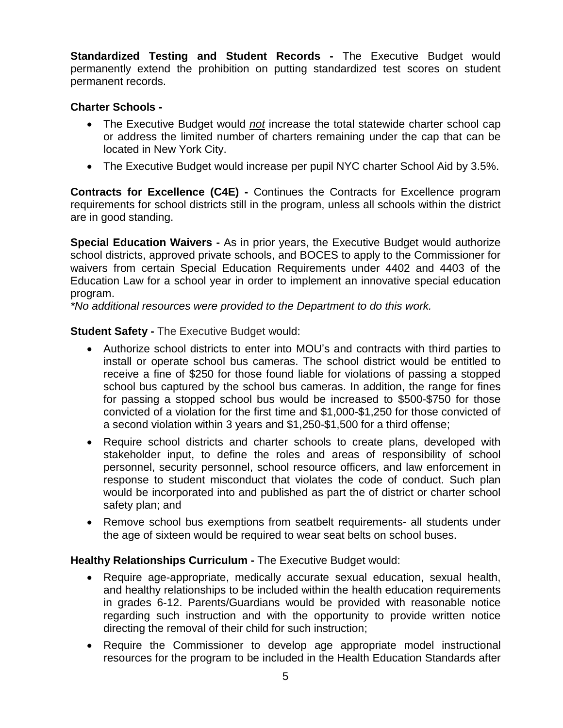**Standardized Testing and Student Records -** The Executive Budget would permanently extend the prohibition on putting standardized test scores on student permanent records.

**Charter Schools -**

- The Executive Budget would *not* increase the total statewide charter school cap or address the limited number of charters remaining under the cap that can be located in New York City.
- The Executive Budget would increase per pupil NYC charter School Aid by 3.5%.

**Contracts for Excellence (C4E) -** Continues the Contracts for Excellence program requirements for school districts still in the program, unless all schools within the district are in good standing.

**Special Education Waivers -** As in prior years, the Executive Budget would authorize school districts, approved private schools, and BOCES to apply to the Commissioner for waivers from certain Special Education Requirements under 4402 and 4403 of the Education Law for a school year in order to implement an innovative special education program.
*\*No additional resources were provided to the Department to do this work.*

**Student Safety -** The Executive Budget would:

- Authorize school districts to enter into MOU's and contracts with third parties to install or operate school bus cameras. The school district would be entitled to receive a fine of $250 for those found liable for violations of passing a stopped school bus captured by the school bus cameras. In addition, the range for fines for passing a stopped school bus would be increased to $500-$750 for those convicted of a violation for the first time and $1,000-$1,250 for those convicted of a second violation within 3 years and $1,250-$1,500 for a third offense;
- Require school districts and charter schools to create plans, developed with stakeholder input, to define the roles and areas of responsibility of school personnel, security personnel, school resource officers, and law enforcement in response to student misconduct that violates the code of conduct. Such plan would be incorporated into and published as part the of district or charter school safety plan; and
- Remove school bus exemptions from seatbelt requirements- all students under the age of sixteen would be required to wear seat belts on school buses.

**Healthy Relationships Curriculum -** The Executive Budget would:

- Require age-appropriate, medically accurate sexual education, sexual health, and healthy relationships to be included within the health education requirements in grades 6-12. Parents/Guardians would be provided with reasonable notice regarding such instruction and with the opportunity to provide written notice directing the removal of their child for such instruction;
- Require the Commissioner to develop age appropriate model instructional resources for the program to be included in the Health Education Standards after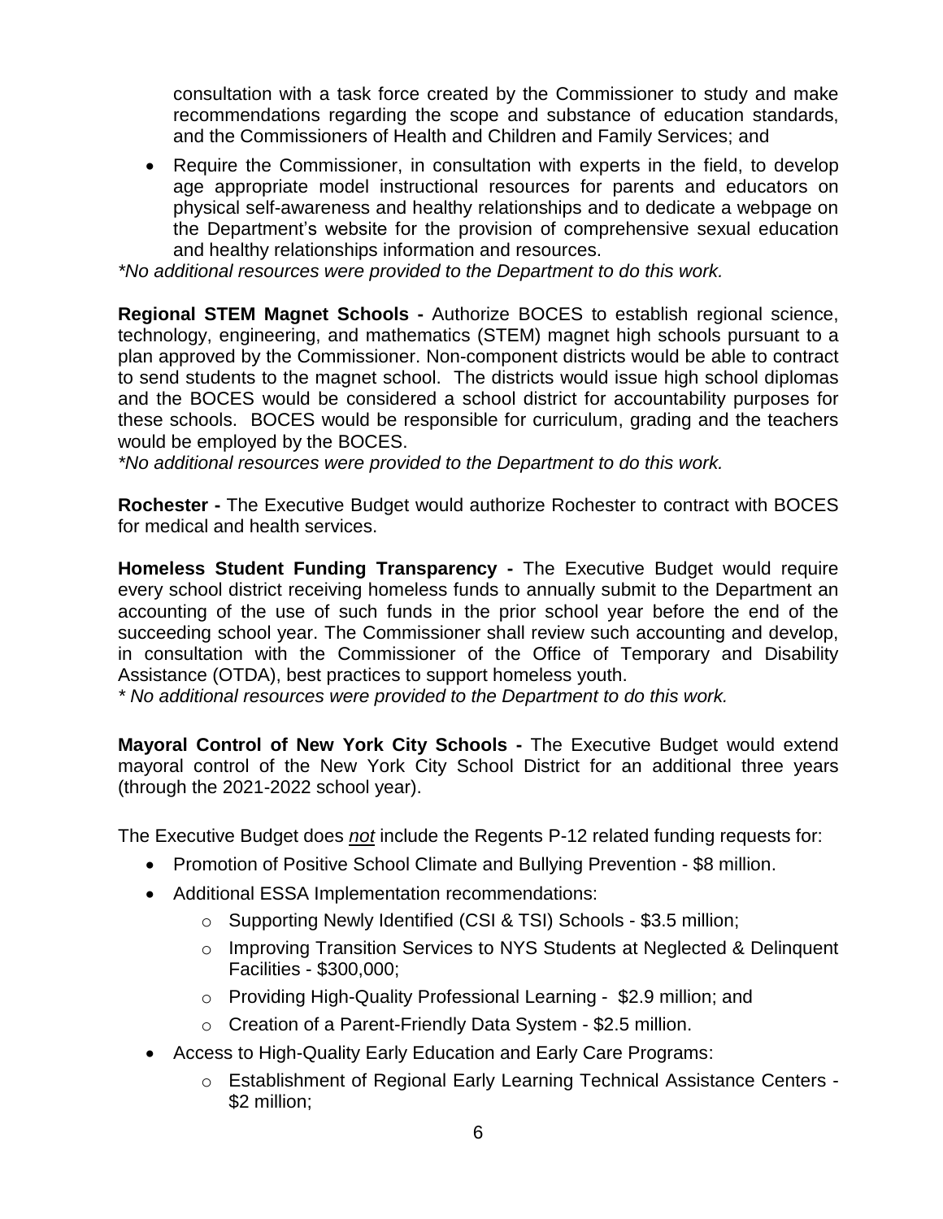consultation with a task force created by the Commissioner to study and make recommendations regarding the scope and substance of education standards, and the Commissioners of Health and Children and Family Services; and

- Require the Commissioner, in consultation with experts in the field, to develop age appropriate model instructional resources for parents and educators on physical self-awareness and healthy relationships and to dedicate a webpage on the Department's website for the provision of comprehensive sexual education and healthy relationships information and resources.

*\*No additional resources were provided to the Department to do this work.*

**Regional STEM Magnet Schools -** Authorize BOCES to establish regional science, technology, engineering, and mathematics (STEM) magnet high schools pursuant to a plan approved by the Commissioner. Non-component districts would be able to contract to send students to the magnet school. The districts would issue high school diplomas and the BOCES would be considered a school district for accountability purposes for these schools. BOCES would be responsible for curriculum, grading and the teachers would be employed by the BOCES.

*\*No additional resources were provided to the Department to do this work.*

**Rochester -** The Executive Budget would authorize Rochester to contract with BOCES for medical and health services.

**Homeless Student Funding Transparency -** The Executive Budget would require every school district receiving homeless funds to annually submit to the Department an accounting of the use of such funds in the prior school year before the end of the succeeding school year. The Commissioner shall review such accounting and develop, in consultation with the Commissioner of the Office of Temporary and Disability Assistance (OTDA), best practices to support homeless youth.

*\* No additional resources were provided to the Department to do this work.*

**Mayoral Control of New York City Schools -** The Executive Budget would extend mayoral control of the New York City School District for an additional three years (through the 2021-2022 school year).

The Executive Budget does ***not*** include the Regents P-12 related funding requests for:

- Promotion of Positive School Climate and Bullying Prevention - $8 million.
- Additional ESSA Implementation recommendations:
  - Supporting Newly Identified (CSI & TSI) Schools - $3.5 million;
  - Improving Transition Services to NYS Students at Neglected & Delinquent Facilities - $300,000;
  - Providing High-Quality Professional Learning - $2.9 million; and
  - Creation of a Parent-Friendly Data System - $2.5 million.
- Access to High-Quality Early Education and Early Care Programs:
  - Establishment of Regional Early Learning Technical Assistance Centers - $2 million;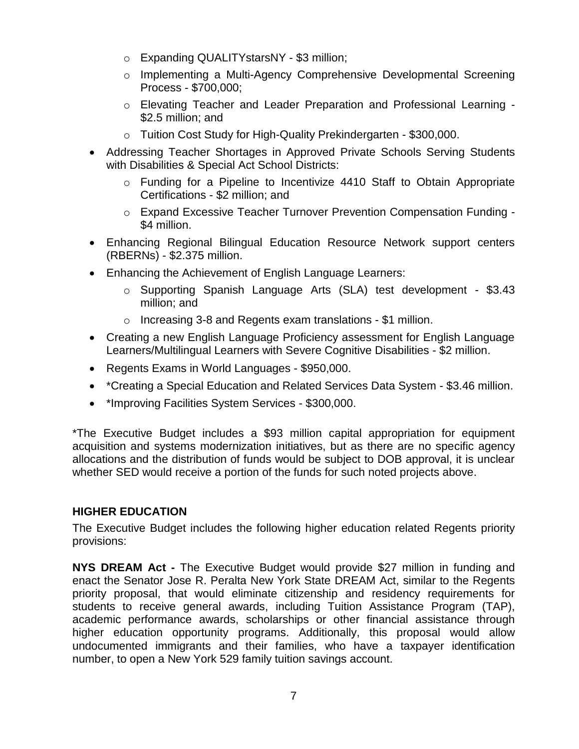- Expanding QUALITYstarsNY - $3 million;
  - Implementing a Multi-Agency Comprehensive Developmental Screening Process - $700,000;
  - Elevating Teacher and Leader Preparation and Professional Learning - $2.5 million; and
  - Tuition Cost Study for High-Quality Prekindergarten - $300,000.
- Addressing Teacher Shortages in Approved Private Schools Serving Students with Disabilities & Special Act School Districts:
  - Funding for a Pipeline to Incentivize 4410 Staff to Obtain Appropriate Certifications - $2 million; and
  - Expand Excessive Teacher Turnover Prevention Compensation Funding - $4 million.
- Enhancing Regional Bilingual Education Resource Network support centers (RBERNs) - $2.375 million.
- Enhancing the Achievement of English Language Learners:
  - Supporting Spanish Language Arts (SLA) test development - $3.43 million; and
  - Increasing 3-8 and Regents exam translations - $1 million.
- Creating a new English Language Proficiency assessment for English Language Learners/Multilingual Learners with Severe Cognitive Disabilities - $2 million.
- Regents Exams in World Languages - $950,000.
- *Creating a Special Education and Related Services Data System - $3.46 million.
- *Improving Facilities System Services - $300,000.

*The Executive Budget includes a $93 million capital appropriation for equipment acquisition and systems modernization initiatives, but as there are no specific agency allocations and the distribution of funds would be subject to DOB approval, it is unclear whether SED would receive a portion of the funds for such noted projects above.

## HIGHER EDUCATION

The Executive Budget includes the following higher education related Regents priority provisions:

**NYS DREAM Act -** The Executive Budget would provide $27 million in funding and enact the Senator Jose R. Peralta New York State DREAM Act, similar to the Regents priority proposal, that would eliminate citizenship and residency requirements for students to receive general awards, including Tuition Assistance Program (TAP), academic performance awards, scholarships or other financial assistance through higher education opportunity programs. Additionally, this proposal would allow undocumented immigrants and their families, who have a taxpayer identification number, to open a New York 529 family tuition savings account.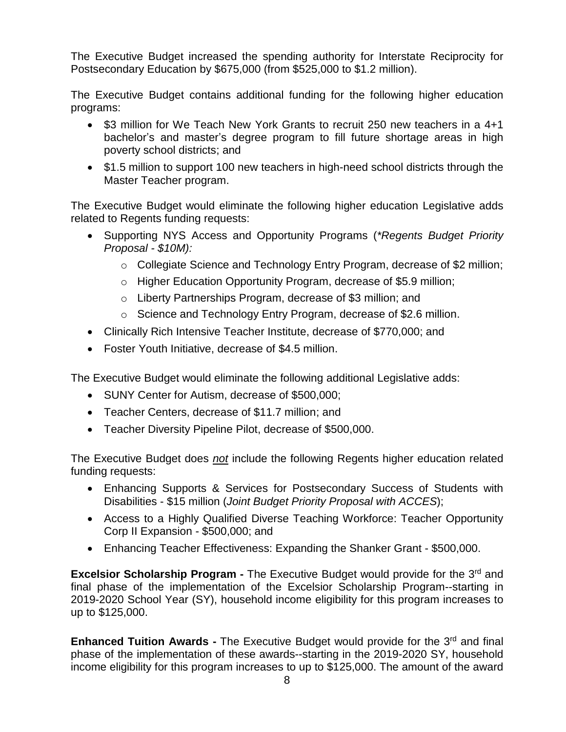The Executive Budget increased the spending authority for Interstate Reciprocity for Postsecondary Education by $675,000 (from $525,000 to $1.2 million).

The Executive Budget contains additional funding for the following higher education programs:

- $3 million for We Teach New York Grants to recruit 250 new teachers in a 4+1 bachelor's and master's degree program to fill future shortage areas in high poverty school districts; and
- $1.5 million to support 100 new teachers in high-need school districts through the Master Teacher program.

The Executive Budget would eliminate the following higher education Legislative adds related to Regents funding requests:

- Supporting NYS Access and Opportunity Programs (*\*Regents Budget Priority Proposal - $10M):*
  - Collegiate Science and Technology Entry Program, decrease of $2 million;
  - Higher Education Opportunity Program, decrease of $5.9 million;
  - Liberty Partnerships Program, decrease of $3 million; and
  - Science and Technology Entry Program, decrease of $2.6 million.
- Clinically Rich Intensive Teacher Institute, decrease of $770,000; and
- Foster Youth Initiative, decrease of $4.5 million.

The Executive Budget would eliminate the following additional Legislative adds:

- SUNY Center for Autism, decrease of $500,000;
- Teacher Centers, decrease of $11.7 million; and
- Teacher Diversity Pipeline Pilot, decrease of $500,000.

The Executive Budget does *not* include the following Regents higher education related funding requests:

- Enhancing Supports & Services for Postsecondary Success of Students with Disabilities - $15 million (*Joint Budget Priority Proposal with ACCES*);
- Access to a Highly Qualified Diverse Teaching Workforce: Teacher Opportunity Corp II Expansion - $500,000; and
- Enhancing Teacher Effectiveness: Expanding the Shanker Grant - $500,000.

**Excelsior Scholarship Program -** The Executive Budget would provide for the 3rd and final phase of the implementation of the Excelsior Scholarship Program--starting in 2019-2020 School Year (SY), household income eligibility for this program increases to up to $125,000.

**Enhanced Tuition Awards -** The Executive Budget would provide for the 3rd and final phase of the implementation of these awards--starting in the 2019-2020 SY, household income eligibility for this program increases to up to $125,000. The amount of the award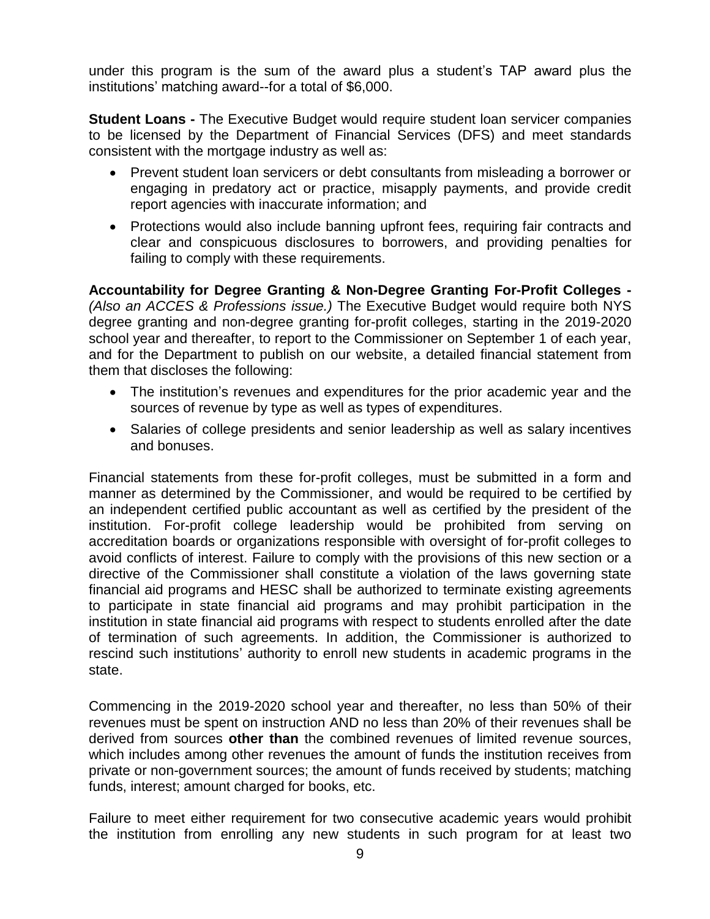under this program is the sum of the award plus a student's TAP award plus the institutions' matching award--for a total of $6,000.

**Student Loans -** The Executive Budget would require student loan servicer companies to be licensed by the Department of Financial Services (DFS) and meet standards consistent with the mortgage industry as well as:

- Prevent student loan servicers or debt consultants from misleading a borrower or engaging in predatory act or practice, misapply payments, and provide credit report agencies with inaccurate information; and
- Protections would also include banning upfront fees, requiring fair contracts and clear and conspicuous disclosures to borrowers, and providing penalties for failing to comply with these requirements.

**Accountability for Degree Granting & Non-Degree Granting For-Profit Colleges -** *(Also an ACCES & Professions issue.)* The Executive Budget would require both NYS degree granting and non-degree granting for-profit colleges, starting in the 2019-2020 school year and thereafter, to report to the Commissioner on September 1 of each year, and for the Department to publish on our website, a detailed financial statement from them that discloses the following:

- The institution's revenues and expenditures for the prior academic year and the sources of revenue by type as well as types of expenditures.
- Salaries of college presidents and senior leadership as well as salary incentives and bonuses.

Financial statements from these for-profit colleges, must be submitted in a form and manner as determined by the Commissioner, and would be required to be certified by an independent certified public accountant as well as certified by the president of the institution. For-profit college leadership would be prohibited from serving on accreditation boards or organizations responsible with oversight of for-profit colleges to avoid conflicts of interest. Failure to comply with the provisions of this new section or a directive of the Commissioner shall constitute a violation of the laws governing state financial aid programs and HESC shall be authorized to terminate existing agreements to participate in state financial aid programs and may prohibit participation in the institution in state financial aid programs with respect to students enrolled after the date of termination of such agreements. In addition, the Commissioner is authorized to rescind such institutions' authority to enroll new students in academic programs in the state.

Commencing in the 2019-2020 school year and thereafter, no less than 50% of their revenues must be spent on instruction AND no less than 20% of their revenues shall be derived from sources **other than** the combined revenues of limited revenue sources, which includes among other revenues the amount of funds the institution receives from private or non-government sources; the amount of funds received by students; matching funds, interest; amount charged for books, etc.

Failure to meet either requirement for two consecutive academic years would prohibit the institution from enrolling any new students in such program for at least two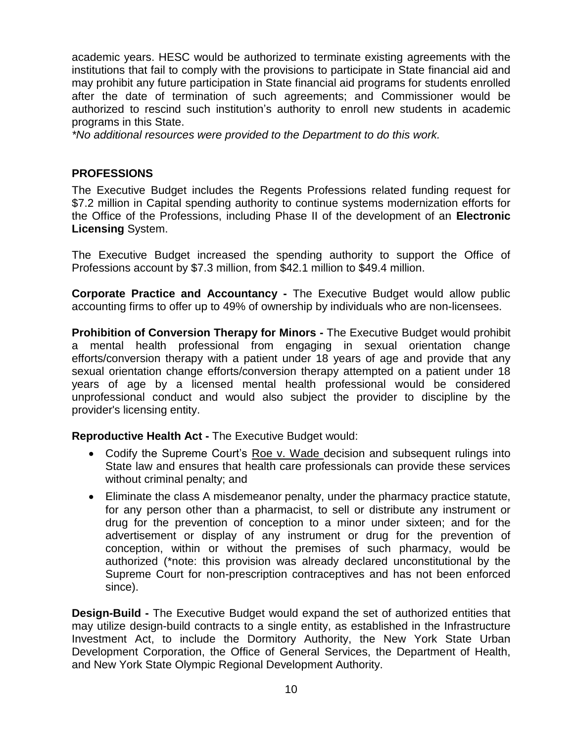academic years. HESC would be authorized to terminate existing agreements with the institutions that fail to comply with the provisions to participate in State financial aid and may prohibit any future participation in State financial aid programs for students enrolled after the date of termination of such agreements; and Commissioner would be authorized to rescind such institution's authority to enroll new students in academic programs in this State.
*No additional resources were provided to the Department to do this work.*

## PROFESSIONS

The Executive Budget includes the Regents Professions related funding request for $7.2 million in Capital spending authority to continue systems modernization efforts for the Office of the Professions, including Phase II of the development of an **Electronic Licensing** System.

The Executive Budget increased the spending authority to support the Office of Professions account by $7.3 million, from $42.1 million to $49.4 million.

**Corporate Practice and Accountancy -** The Executive Budget would allow public accounting firms to offer up to 49% of ownership by individuals who are non-licensees.

**Prohibition of Conversion Therapy for Minors -** The Executive Budget would prohibit a mental health professional from engaging in sexual orientation change efforts/conversion therapy with a patient under 18 years of age and provide that any sexual orientation change efforts/conversion therapy attempted on a patient under 18 years of age by a licensed mental health professional would be considered unprofessional conduct and would also subject the provider to discipline by the provider's licensing entity.

**Reproductive Health Act -** The Executive Budget would:

- Codify the Supreme Court's Roe v. Wade decision and subsequent rulings into State law and ensures that health care professionals can provide these services without criminal penalty; and
- Eliminate the class A misdemeanor penalty, under the pharmacy practice statute, for any person other than a pharmacist, to sell or distribute any instrument or drug for the prevention of conception to a minor under sixteen; and for the advertisement or display of any instrument or drug for the prevention of conception, within or without the premises of such pharmacy, would be authorized (*note: this provision was already declared unconstitutional by the Supreme Court for non-prescription contraceptives and has not been enforced since).

**Design-Build -** The Executive Budget would expand the set of authorized entities that may utilize design-build contracts to a single entity, as established in the Infrastructure Investment Act, to include the Dormitory Authority, the New York State Urban Development Corporation, the Office of General Services, the Department of Health, and New York State Olympic Regional Development Authority.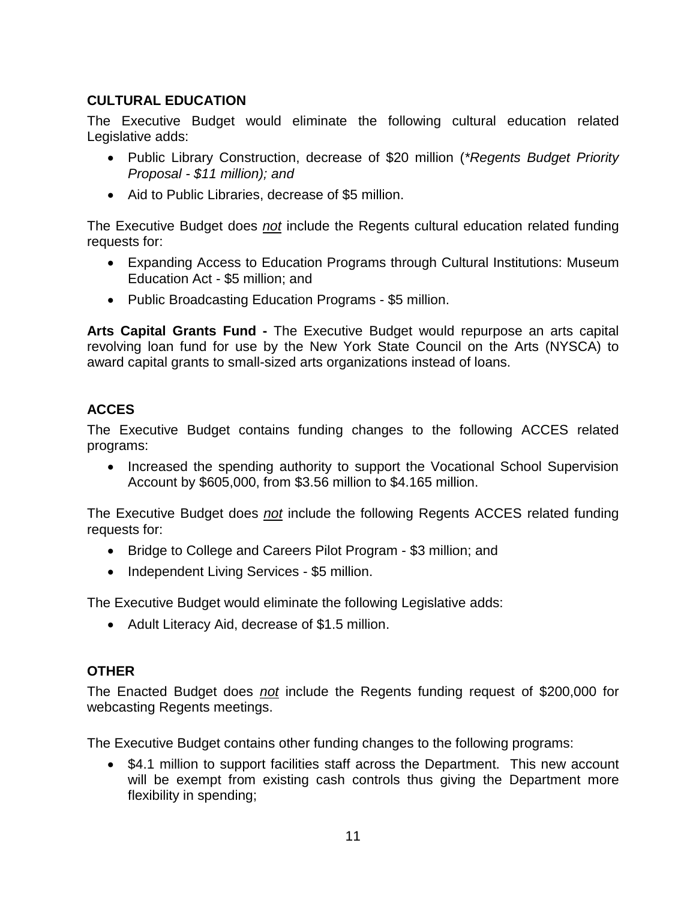## CULTURAL EDUCATION

The Executive Budget would eliminate the following cultural education related Legislative adds:

- Public Library Construction, decrease of $20 million (*\*Regents Budget Priority Proposal - $11 million); and*
- Aid to Public Libraries, decrease of $5 million.

The Executive Budget does ***not*** include the Regents cultural education related funding requests for:

- Expanding Access to Education Programs through Cultural Institutions: Museum Education Act - $5 million; and
- Public Broadcasting Education Programs - $5 million.

**Arts Capital Grants Fund -** The Executive Budget would repurpose an arts capital revolving loan fund for use by the New York State Council on the Arts (NYSCA) to award capital grants to small-sized arts organizations instead of loans.

## ACCES

The Executive Budget contains funding changes to the following ACCES related programs:

- Increased the spending authority to support the Vocational School Supervision Account by $605,000, from $3.56 million to $4.165 million.

The Executive Budget does ***not*** include the following Regents ACCES related funding requests for:

- Bridge to College and Careers Pilot Program - $3 million; and
- Independent Living Services - $5 million.

The Executive Budget would eliminate the following Legislative adds:

- Adult Literacy Aid, decrease of $1.5 million.

## OTHER

The Enacted Budget does ***not*** include the Regents funding request of $200,000 for webcasting Regents meetings.

The Executive Budget contains other funding changes to the following programs:

- $4.1 million to support facilities staff across the Department. This new account will be exempt from existing cash controls thus giving the Department more flexibility in spending;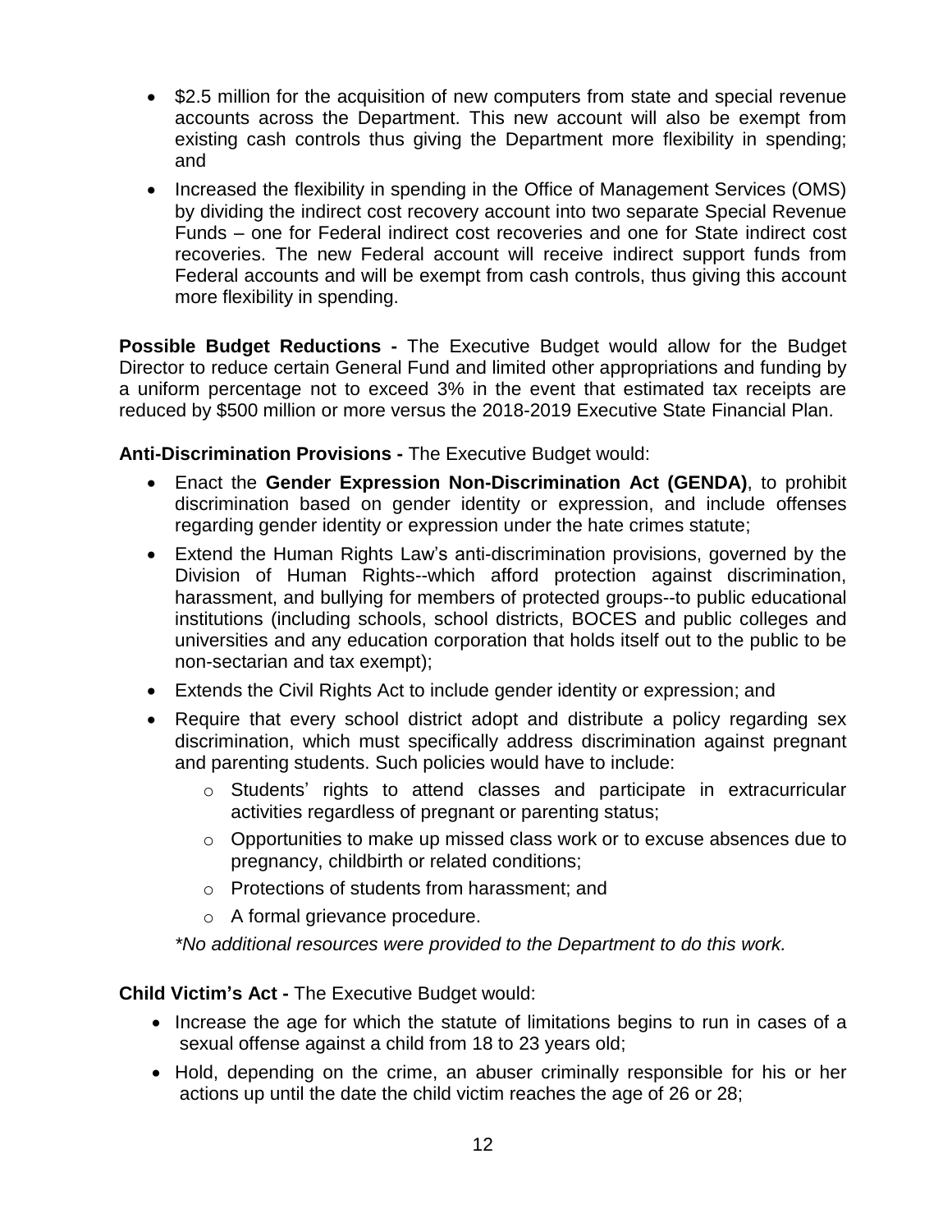- $2.5 million for the acquisition of new computers from state and special revenue accounts across the Department. This new account will also be exempt from existing cash controls thus giving the Department more flexibility in spending; and
- Increased the flexibility in spending in the Office of Management Services (OMS) by dividing the indirect cost recovery account into two separate Special Revenue Funds – one for Federal indirect cost recoveries and one for State indirect cost recoveries. The new Federal account will receive indirect support funds from Federal accounts and will be exempt from cash controls, thus giving this account more flexibility in spending.

**Possible Budget Reductions -** The Executive Budget would allow for the Budget Director to reduce certain General Fund and limited other appropriations and funding by a uniform percentage not to exceed 3% in the event that estimated tax receipts are reduced by $500 million or more versus the 2018-2019 Executive State Financial Plan.

**Anti-Discrimination Provisions -** The Executive Budget would:

- Enact the **Gender Expression Non-Discrimination Act (GENDA)**, to prohibit discrimination based on gender identity or expression, and include offenses regarding gender identity or expression under the hate crimes statute;
- Extend the Human Rights Law's anti-discrimination provisions, governed by the Division of Human Rights--which afford protection against discrimination, harassment, and bullying for members of protected groups--to public educational institutions (including schools, school districts, BOCES and public colleges and universities and any education corporation that holds itself out to the public to be non-sectarian and tax exempt);
- Extends the Civil Rights Act to include gender identity or expression; and
- Require that every school district adopt and distribute a policy regarding sex discrimination, which must specifically address discrimination against pregnant and parenting students. Such policies would have to include:
  - Students' rights to attend classes and participate in extracurricular activities regardless of pregnant or parenting status;
  - Opportunities to make up missed class work or to excuse absences due to pregnancy, childbirth or related conditions;
  - Protections of students from harassment; and
  - A formal grievance procedure.

  *\*No additional resources were provided to the Department to do this work.*

**Child Victim's Act -** The Executive Budget would:

- Increase the age for which the statute of limitations begins to run in cases of a sexual offense against a child from 18 to 23 years old;
- Hold, depending on the crime, an abuser criminally responsible for his or her actions up until the date the child victim reaches the age of 26 or 28;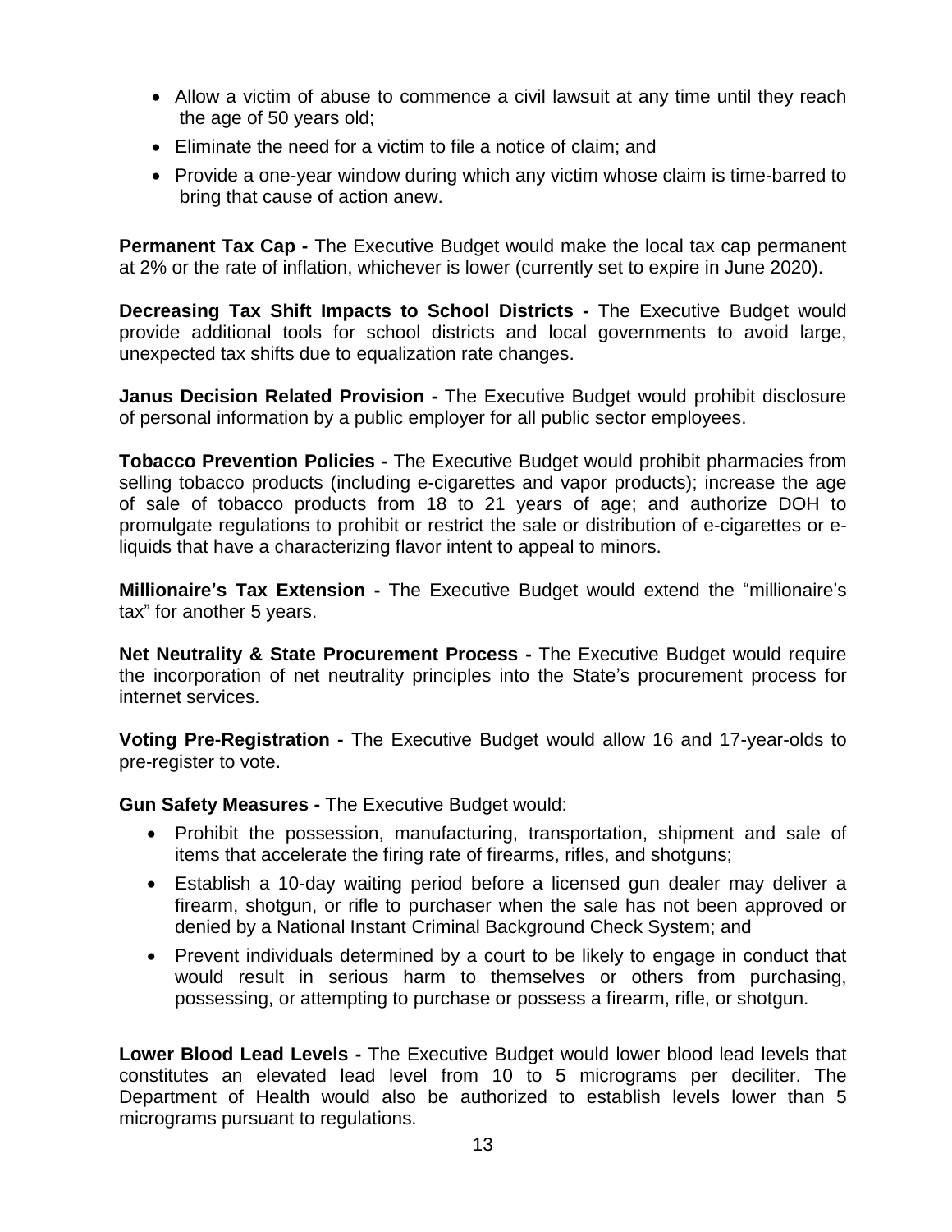- Allow a victim of abuse to commence a civil lawsuit at any time until they reach the age of 50 years old;
- Eliminate the need for a victim to file a notice of claim; and
- Provide a one-year window during which any victim whose claim is time-barred to bring that cause of action anew.

**Permanent Tax Cap -** The Executive Budget would make the local tax cap permanent at 2% or the rate of inflation, whichever is lower (currently set to expire in June 2020).

**Decreasing Tax Shift Impacts to School Districts -** The Executive Budget would provide additional tools for school districts and local governments to avoid large, unexpected tax shifts due to equalization rate changes.

**Janus Decision Related Provision -** The Executive Budget would prohibit disclosure of personal information by a public employer for all public sector employees.

**Tobacco Prevention Policies -** The Executive Budget would prohibit pharmacies from selling tobacco products (including e-cigarettes and vapor products); increase the age of sale of tobacco products from 18 to 21 years of age; and authorize DOH to promulgate regulations to prohibit or restrict the sale or distribution of e-cigarettes or e-liquids that have a characterizing flavor intent to appeal to minors.

**Millionaire's Tax Extension -** The Executive Budget would extend the "millionaire's tax" for another 5 years.

**Net Neutrality & State Procurement Process -** The Executive Budget would require the incorporation of net neutrality principles into the State's procurement process for internet services.

**Voting Pre-Registration -** The Executive Budget would allow 16 and 17-year-olds to pre-register to vote.

**Gun Safety Measures -** The Executive Budget would:

- Prohibit the possession, manufacturing, transportation, shipment and sale of items that accelerate the firing rate of firearms, rifles, and shotguns;
- Establish a 10-day waiting period before a licensed gun dealer may deliver a firearm, shotgun, or rifle to purchaser when the sale has not been approved or denied by a National Instant Criminal Background Check System; and
- Prevent individuals determined by a court to be likely to engage in conduct that would result in serious harm to themselves or others from purchasing, possessing, or attempting to purchase or possess a firearm, rifle, or shotgun.

**Lower Blood Lead Levels -** The Executive Budget would lower blood lead levels that constitutes an elevated lead level from 10 to 5 micrograms per deciliter. The Department of Health would also be authorized to establish levels lower than 5 micrograms pursuant to regulations.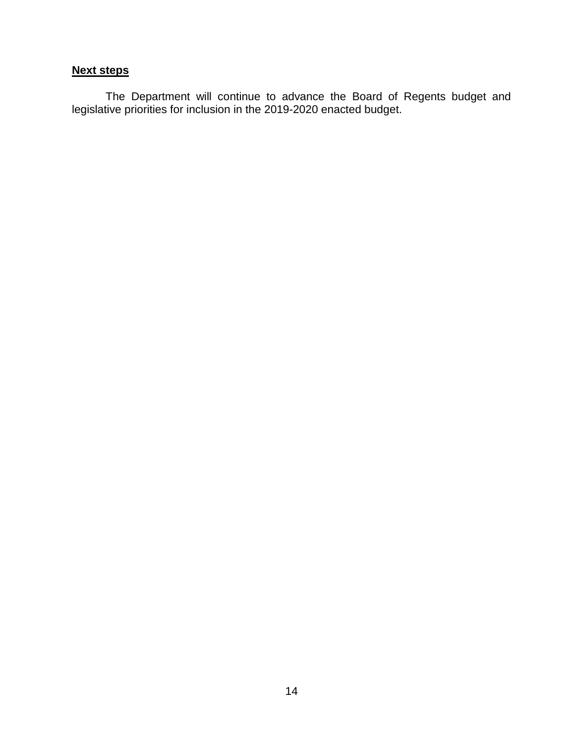**Next steps**

The Department will continue to advance the Board of Regents budget and legislative priorities for inclusion in the 2019-2020 enacted budget.